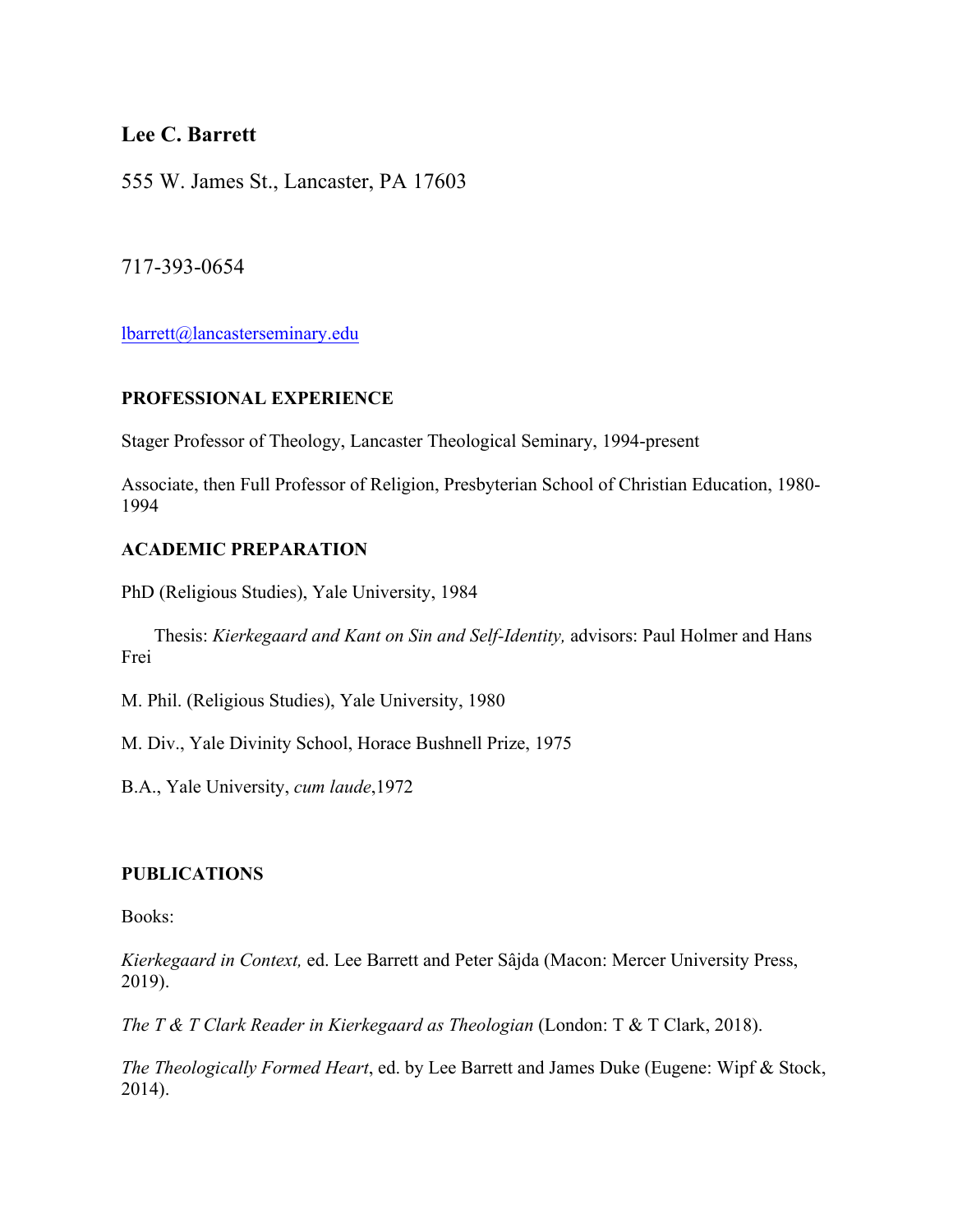# Lee C. Barrett

555 W. James St., Lancaster, PA 17603

717-393-0654

lbarrett@lancasterseminary.edu

## PROFESSIONAL EXPERIENCE

Stager Professor of Theology, Lancaster Theological Seminary, 1994-present

Associate, then Full Professor of Religion, Presbyterian School of Christian Education, 1980-1994

## ACADEMIC PREPARATION

PhD (Religious Studies), Yale University, 1984

Thesis: *Kierkegaard and Kant on Sin and Self-Identity,* advisors: Paul Holmer and Hans Frei

M. Phil. (Religious Studies), Yale University, 1980

M. Div., Yale Divinity School, Horace Bushnell Prize, 1975

B.A., Yale University, *cum laude*,1972

## PUBLICATIONS

Books:

*Kierkegaard in Context,* ed. Lee Barrett and Peter Sâjda (Macon: Mercer University Press, 2019).

*The T & T Clark Reader in Kierkegaard as Theologian* (London: T & T Clark, 2018).

*The Theologically Formed Heart*, ed. by Lee Barrett and James Duke (Eugene: Wipf & Stock, 2014).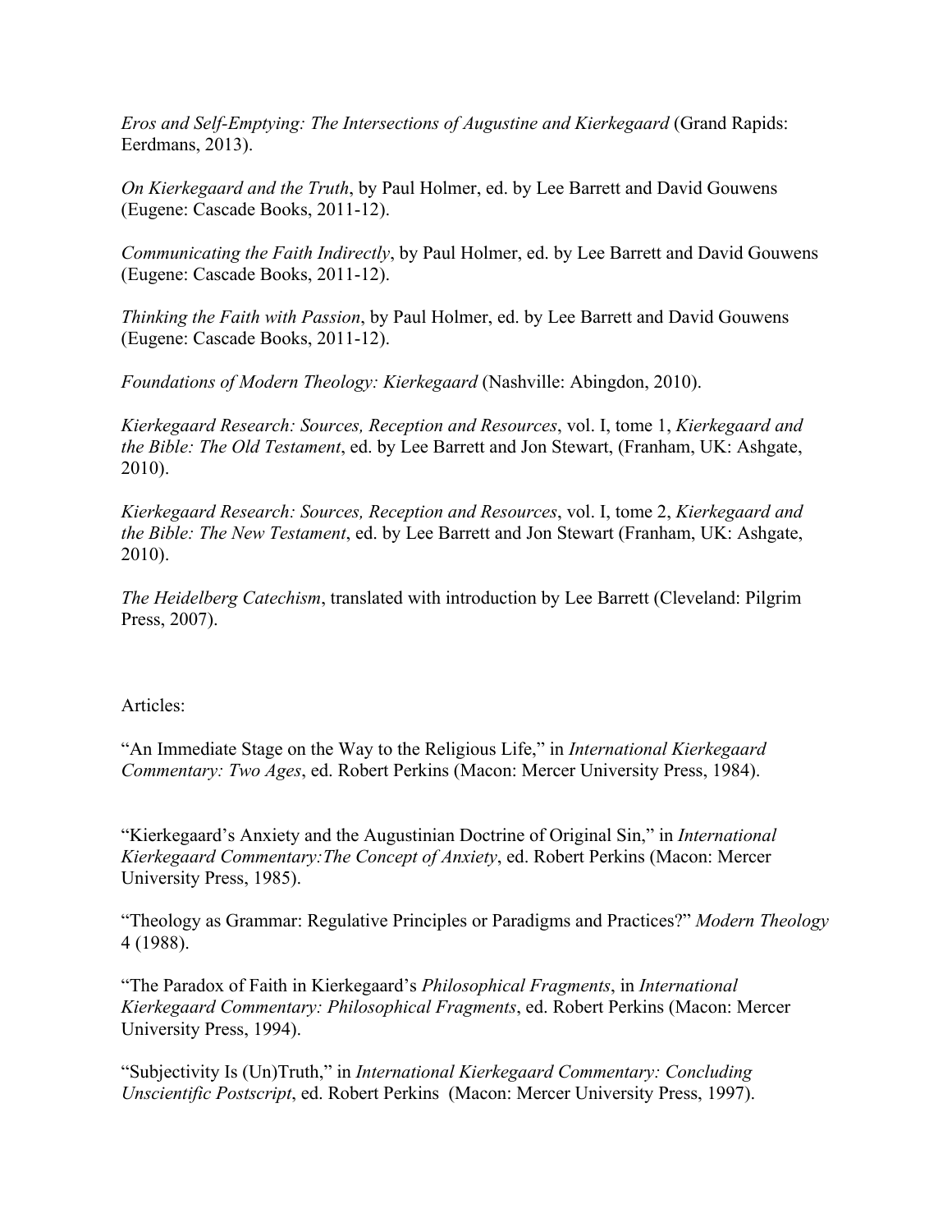*Eros and Self-Emptying: The Intersections of Augustine and Kierkegaard* (Grand Rapids: Eerdmans, 2013).

*On Kierkegaard and the Truth*, by Paul Holmer, ed. by Lee Barrett and David Gouwens (Eugene: Cascade Books, 2011-12).

*Communicating the Faith Indirectly*, by Paul Holmer, ed. by Lee Barrett and David Gouwens (Eugene: Cascade Books, 2011-12).

*Thinking the Faith with Passion*, by Paul Holmer, ed. by Lee Barrett and David Gouwens (Eugene: Cascade Books, 2011-12).

*Foundations of Modern Theology: Kierkegaard* (Nashville: Abingdon, 2010).

*Kierkegaard Research: Sources, Reception and Resources*, vol. I, tome 1, *Kierkegaard and the Bible: The Old Testament*, ed. by Lee Barrett and Jon Stewart, (Franham, UK: Ashgate, 2010).

*Kierkegaard Research: Sources, Reception and Resources*, vol. I, tome 2, *Kierkegaard and the Bible: The New Testament*, ed. by Lee Barrett and Jon Stewart (Franham, UK: Ashgate, 2010).

*The Heidelberg Catechism*, translated with introduction by Lee Barrett (Cleveland: Pilgrim Press, 2007).

Articles:

"An Immediate Stage on the Way to the Religious Life," in *International Kierkegaard Commentary: Two Ages*, ed. Robert Perkins (Macon: Mercer University Press, 1984).

"Kierkegaard's Anxiety and the Augustinian Doctrine of Original Sin," in *International Kierkegaard Commentary:The Concept of Anxiety*, ed. Robert Perkins (Macon: Mercer University Press, 1985).

"Theology as Grammar: Regulative Principles or Paradigms and Practices?" *Modern Theology* 4 (1988).

"The Paradox of Faith in Kierkegaard's *Philosophical Fragments*, in *International Kierkegaard Commentary: Philosophical Fragments*, ed. Robert Perkins (Macon: Mercer University Press, 1994).

"Subjectivity Is (Un)Truth," in *International Kierkegaard Commentary: Concluding Unscientific Postscript*, ed. Robert Perkins (Macon: Mercer University Press, 1997).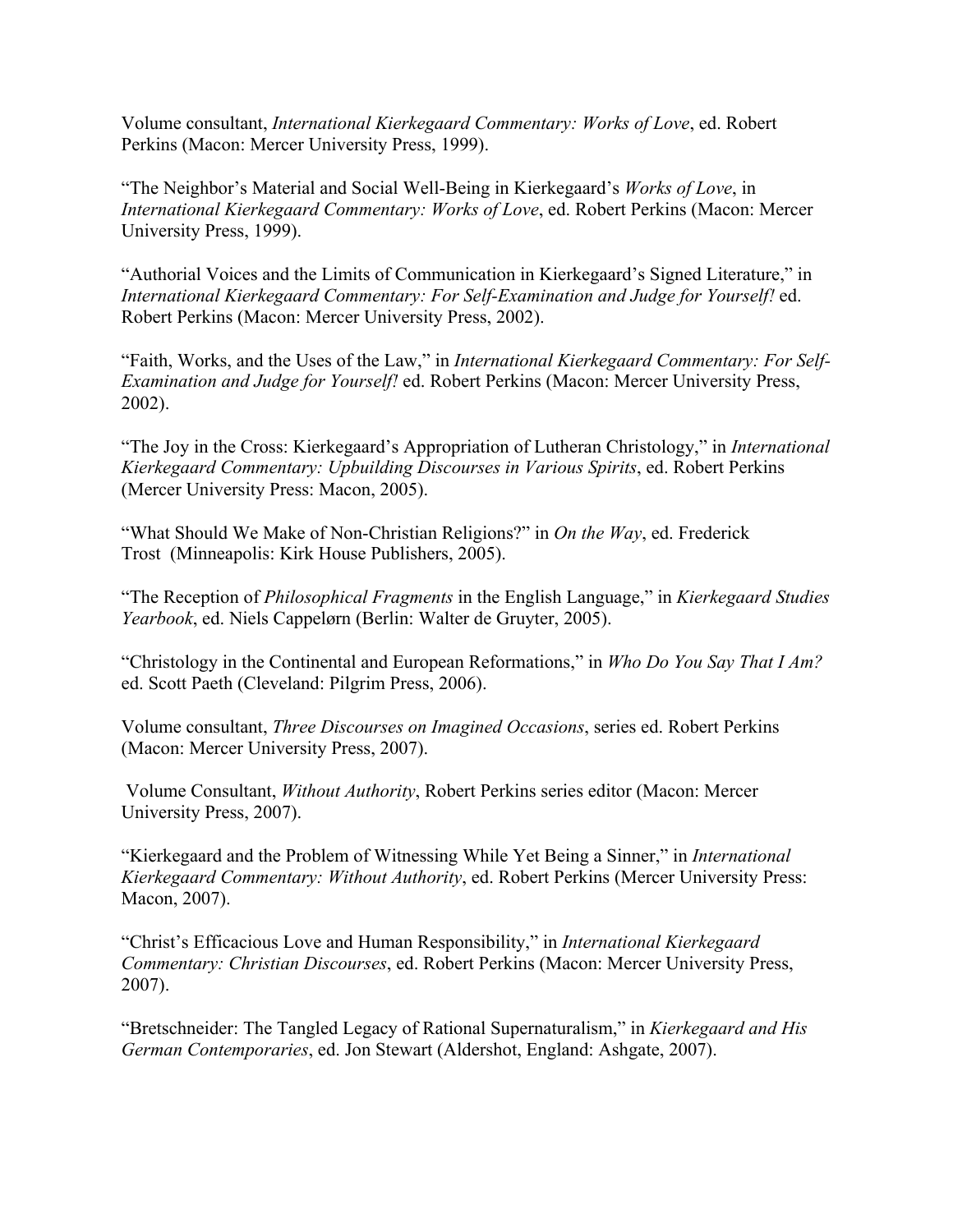Volume consultant, *International Kierkegaard Commentary: Works of Love*, ed. Robert Perkins (Macon: Mercer University Press, 1999).

“The Neighbor’s Material and Social Well-Being in Kierkegaard’s *Works of Love*, in *International Kierkegaard Commentary: Works of Love*, ed. Robert Perkins (Macon: Mercer University Press, 1999).

“Authorial Voices and the Limits of Communication in Kierkegaard’s Signed Literature,” in *International Kierkegaard Commentary: For Self-Examination and Judge for Yourself!* ed. Robert Perkins (Macon: Mercer University Press, 2002).

“Faith, Works, and the Uses of the Law,” in *International Kierkegaard Commentary: For Self-Examination and Judge for Yourself!* ed. Robert Perkins (Macon: Mercer University Press, 2002).

“The Joy in the Cross: Kierkegaard’s Appropriation of Lutheran Christology,” in *International Kierkegaard Commentary: Upbuilding Discourses in Various Spirits*, ed. Robert Perkins (Mercer University Press: Macon, 2005).

“What Should We Make of Non-Christian Religions?” in *On the Way*, ed. Frederick Trost (Minneapolis: Kirk House Publishers, 2005).

“The Reception of *Philosophical Fragments* in the English Language,” in *Kierkegaard Studies Yearbook*, ed. Niels Cappelørn (Berlin: Walter de Gruyter, 2005).

“Christology in the Continental and European Reformations,” in *Who Do You Say That I Am?* ed. Scott Paeth (Cleveland: Pilgrim Press, 2006).

Volume consultant, *Three Discourses on Imagined Occasions*, series ed. Robert Perkins (Macon: Mercer University Press, 2007).

Volume Consultant, *Without Authority*, Robert Perkins series editor (Macon: Mercer University Press, 2007).

“Kierkegaard and the Problem of Witnessing While Yet Being a Sinner,” in *International Kierkegaard Commentary: Without Authority*, ed. Robert Perkins (Mercer University Press: Macon, 2007).

“Christ’s Efficacious Love and Human Responsibility,” in *International Kierkegaard Commentary: Christian Discourses*, ed. Robert Perkins (Macon: Mercer University Press, 2007).

“Bretschneider: The Tangled Legacy of Rational Supernaturalism,” in *Kierkegaard and His German Contemporaries*, ed. Jon Stewart (Aldershot, England: Ashgate, 2007).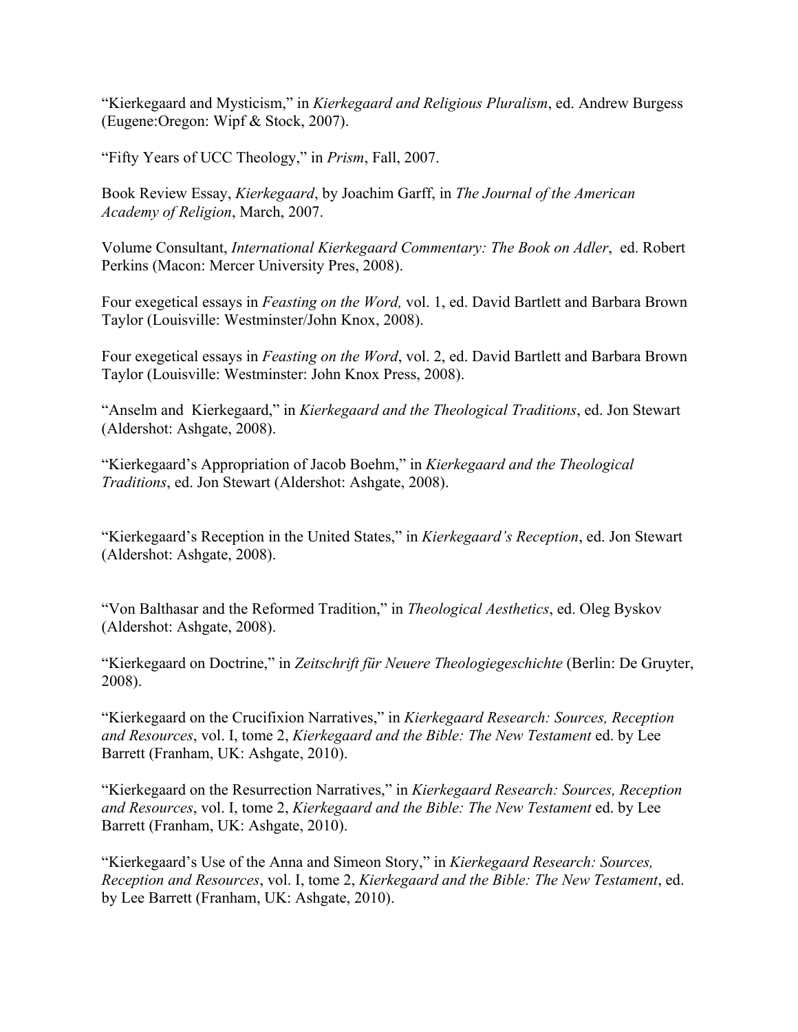"Kierkegaard and Mysticism," in *Kierkegaard and Religious Pluralism*, ed. Andrew Burgess (Eugene:Oregon: Wipf & Stock, 2007).

"Fifty Years of UCC Theology," in *Prism*, Fall, 2007.

Book Review Essay, *Kierkegaard*, by Joachim Garff, in *The Journal of the American Academy of Religion*, March, 2007.

Volume Consultant, *International Kierkegaard Commentary: The Book on Adler*, ed. Robert Perkins (Macon: Mercer University Pres, 2008).

Four exegetical essays in *Feasting on the Word,* vol. 1, ed. David Bartlett and Barbara Brown Taylor (Louisville: Westminster/John Knox, 2008).

Four exegetical essays in *Feasting on the Word*, vol. 2, ed. David Bartlett and Barbara Brown Taylor (Louisville: Westminster: John Knox Press, 2008).

"Anselm and Kierkegaard," in *Kierkegaard and the Theological Traditions*, ed. Jon Stewart (Aldershot: Ashgate, 2008).

"Kierkegaard's Appropriation of Jacob Boehm," in *Kierkegaard and the Theological Traditions*, ed. Jon Stewart (Aldershot: Ashgate, 2008).

"Kierkegaard's Reception in the United States," in *Kierkegaard's Reception*, ed. Jon Stewart (Aldershot: Ashgate, 2008).

"Von Balthasar and the Reformed Tradition," in *Theological Aesthetics*, ed. Oleg Byskov (Aldershot: Ashgate, 2008).

"Kierkegaard on Doctrine," in *Zeitschrift für Neuere Theologiegeschichte* (Berlin: De Gruyter, 2008).

"Kierkegaard on the Crucifixion Narratives," in *Kierkegaard Research: Sources, Reception and Resources*, vol. I, tome 2, *Kierkegaard and the Bible: The New Testament* ed. by Lee Barrett (Franham, UK: Ashgate, 2010).

"Kierkegaard on the Resurrection Narratives," in *Kierkegaard Research: Sources, Reception and Resources*, vol. I, tome 2, *Kierkegaard and the Bible: The New Testament* ed. by Lee Barrett (Franham, UK: Ashgate, 2010).

"Kierkegaard's Use of the Anna and Simeon Story," in *Kierkegaard Research: Sources, Reception and Resources*, vol. I, tome 2, *Kierkegaard and the Bible: The New Testament*, ed. by Lee Barrett (Franham, UK: Ashgate, 2010).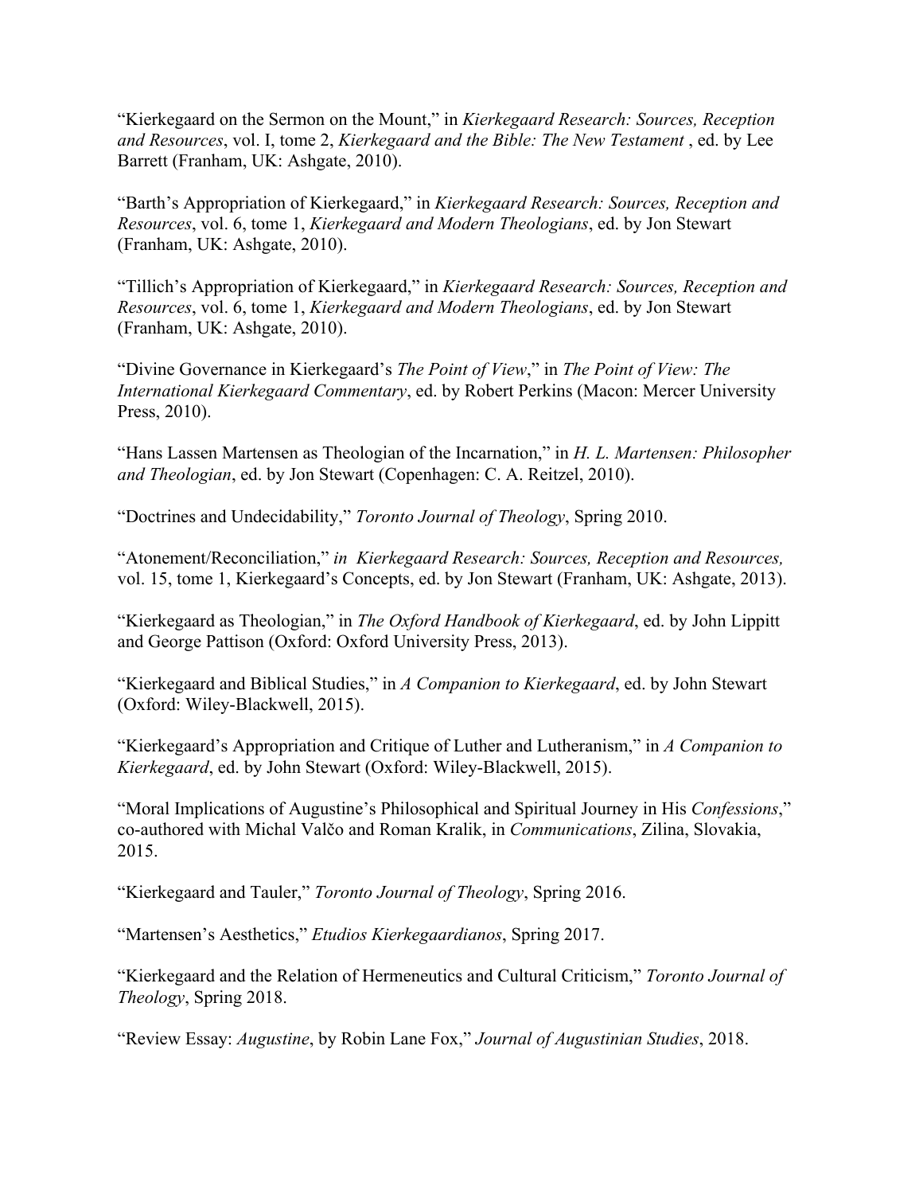"Kierkegaard on the Sermon on the Mount," in *Kierkegaard Research: Sources, Reception and Resources*, vol. I, tome 2, *Kierkegaard and the Bible: The New Testament* , ed. by Lee Barrett (Franham, UK: Ashgate, 2010).

"Barth's Appropriation of Kierkegaard," in *Kierkegaard Research: Sources, Reception and Resources*, vol. 6, tome 1, *Kierkegaard and Modern Theologians*, ed. by Jon Stewart (Franham, UK: Ashgate, 2010).

"Tillich's Appropriation of Kierkegaard," in *Kierkegaard Research: Sources, Reception and Resources*, vol. 6, tome 1, *Kierkegaard and Modern Theologians*, ed. by Jon Stewart (Franham, UK: Ashgate, 2010).

"Divine Governance in Kierkegaard's *The Point of View*," in *The Point of View: The International Kierkegaard Commentary*, ed. by Robert Perkins (Macon: Mercer University Press, 2010).

"Hans Lassen Martensen as Theologian of the Incarnation," in *H. L. Martensen: Philosopher and Theologian*, ed. by Jon Stewart (Copenhagen: C. A. Reitzel, 2010).

"Doctrines and Undecidability," *Toronto Journal of Theology*, Spring 2010.

"Atonement/Reconciliation," *in Kierkegaard Research: Sources, Reception and Resources,* vol. 15, tome 1, Kierkegaard's Concepts, ed. by Jon Stewart (Franham, UK: Ashgate, 2013).

"Kierkegaard as Theologian," in *The Oxford Handbook of Kierkegaard*, ed. by John Lippitt and George Pattison (Oxford: Oxford University Press, 2013).

"Kierkegaard and Biblical Studies," in *A Companion to Kierkegaard*, ed. by John Stewart (Oxford: Wiley-Blackwell, 2015).

"Kierkegaard's Appropriation and Critique of Luther and Lutheranism," in *A Companion to Kierkegaard*, ed. by John Stewart (Oxford: Wiley-Blackwell, 2015).

"Moral Implications of Augustine's Philosophical and Spiritual Journey in His *Confessions*," co-authored with Michal Valčo and Roman Kralik, in *Communications*, Zilina, Slovakia, 2015.

"Kierkegaard and Tauler," *Toronto Journal of Theology*, Spring 2016.

"Martensen's Aesthetics," *Etudios Kierkegaardianos*, Spring 2017.

"Kierkegaard and the Relation of Hermeneutics and Cultural Criticism," *Toronto Journal of Theology*, Spring 2018.

"Review Essay: *Augustine*, by Robin Lane Fox," *Journal of Augustinian Studies*, 2018.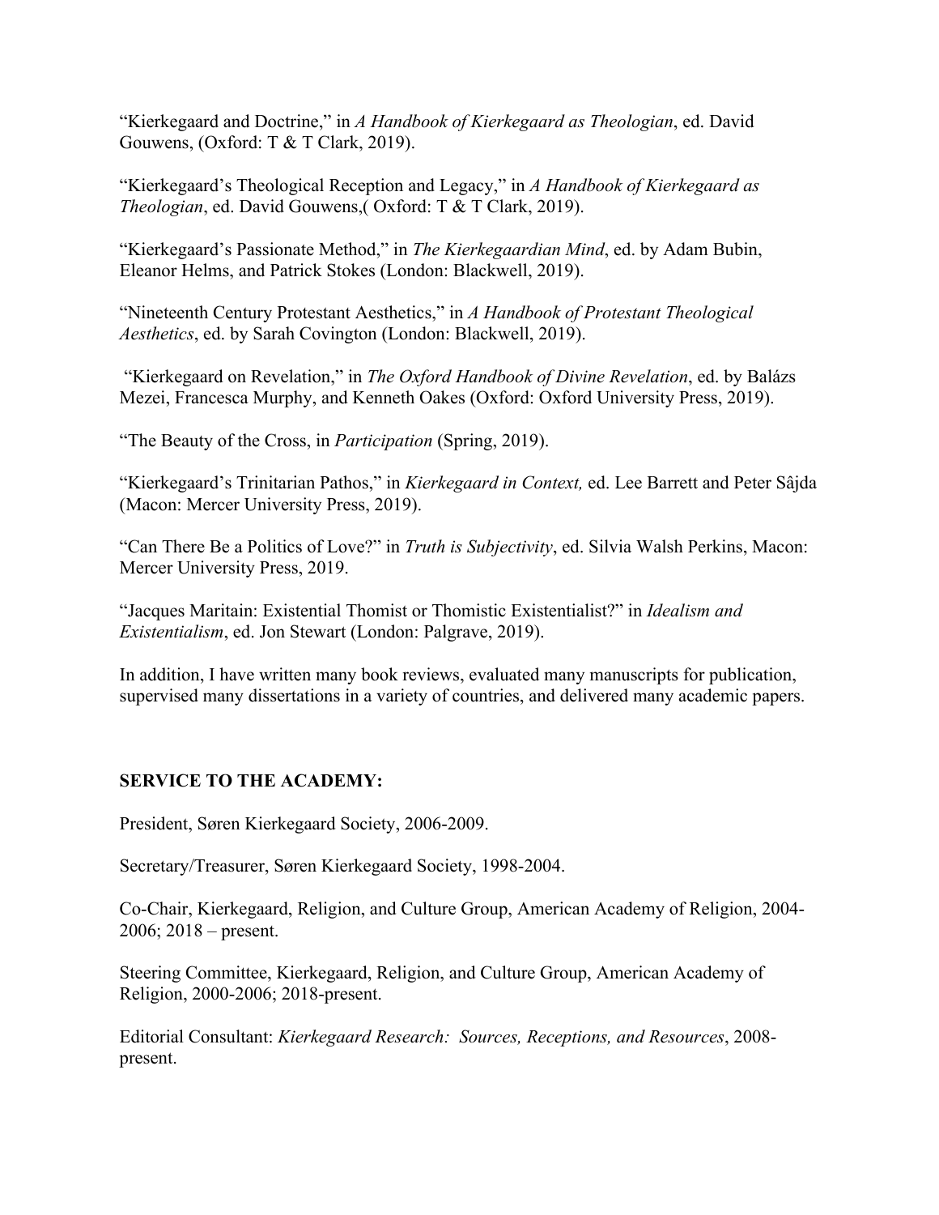“Kierkegaard and Doctrine,” in *A Handbook of Kierkegaard as Theologian*, ed. David Gouwens, (Oxford: T & T Clark, 2019).

“Kierkegaard’s Theological Reception and Legacy,” in *A Handbook of Kierkegaard as Theologian*, ed. David Gouwens,( Oxford: T & T Clark, 2019).

“Kierkegaard’s Passionate Method,” in *The Kierkegaardian Mind*, ed. by Adam Bubin, Eleanor Helms, and Patrick Stokes (London: Blackwell, 2019).

“Nineteenth Century Protestant Aesthetics,” in *A Handbook of Protestant Theological Aesthetics*, ed. by Sarah Covington (London: Blackwell, 2019).

“Kierkegaard on Revelation,” in *The Oxford Handbook of Divine Revelation*, ed. by Balázs Mezei, Francesca Murphy, and Kenneth Oakes (Oxford: Oxford University Press, 2019).

“The Beauty of the Cross, in *Participation* (Spring, 2019).

“Kierkegaard’s Trinitarian Pathos,” in *Kierkegaard in Context,* ed. Lee Barrett and Peter Sâjda (Macon: Mercer University Press, 2019).

“Can There Be a Politics of Love?” in *Truth is Subjectivity*, ed. Silvia Walsh Perkins, Macon: Mercer University Press, 2019.

“Jacques Maritain: Existential Thomist or Thomistic Existentialist?” in *Idealism and Existentialism*, ed. Jon Stewart (London: Palgrave, 2019).

In addition, I have written many book reviews, evaluated many manuscripts for publication, supervised many dissertations in a variety of countries, and delivered many academic papers.

**SERVICE TO THE ACADEMY:**

President, Søren Kierkegaard Society, 2006-2009.

Secretary/Treasurer, Søren Kierkegaard Society, 1998-2004.

Co-Chair, Kierkegaard, Religion, and Culture Group, American Academy of Religion, 2004-2006; 2018 – present.

Steering Committee, Kierkegaard, Religion, and Culture Group, American Academy of Religion, 2000-2006; 2018-present.

Editorial Consultant: *Kierkegaard Research: Sources, Receptions, and Resources*, 2008-present.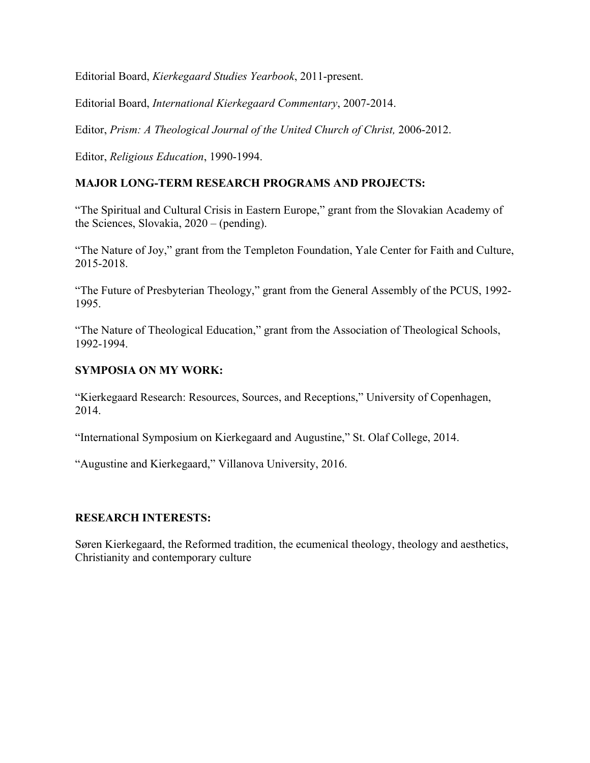Editorial Board, *Kierkegaard Studies Yearbook*, 2011-present.

Editorial Board, *International Kierkegaard Commentary*, 2007-2014.

Editor, *Prism: A Theological Journal of the United Church of Christ,* 2006-2012.

Editor, *Religious Education*, 1990-1994.

## MAJOR LONG-TERM RESEARCH PROGRAMS AND PROJECTS:

"The Spiritual and Cultural Crisis in Eastern Europe," grant from the Slovakian Academy of the Sciences, Slovakia, 2020 – (pending).

"The Nature of Joy," grant from the Templeton Foundation, Yale Center for Faith and Culture, 2015-2018.

"The Future of Presbyterian Theology," grant from the General Assembly of the PCUS, 1992-1995.

"The Nature of Theological Education," grant from the Association of Theological Schools, 1992-1994.

## SYMPOSIA ON MY WORK:

"Kierkegaard Research: Resources, Sources, and Receptions," University of Copenhagen, 2014.

"International Symposium on Kierkegaard and Augustine," St. Olaf College, 2014.

"Augustine and Kierkegaard," Villanova University, 2016.

## RESEARCH INTERESTS:

Søren Kierkegaard, the Reformed tradition, the ecumenical theology, theology and aesthetics, Christianity and contemporary culture